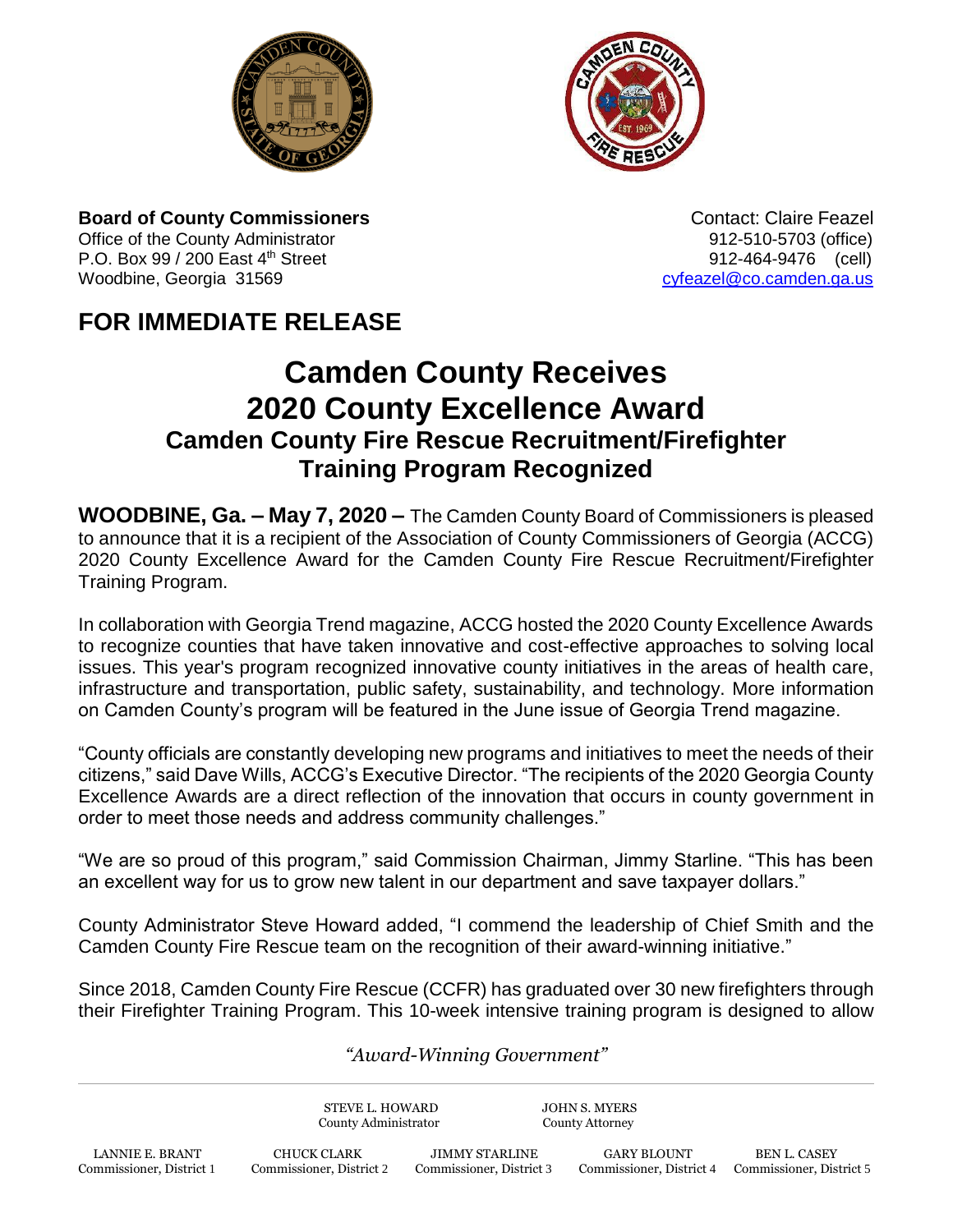**Board of County Commissioners**
Office of the County Administrator
P.O. Box 99 / 200 East 4th Street
Woodbine, Georgia 31569

Contact: Claire Feazel
912-510-5703 (office)
912-464-9476 (cell)
cyfeazel@co.camden.ga.us

## FOR IMMEDIATE RELEASE

# Camden County Receives 2020 County Excellence Award

### Camden County Fire Rescue Recruitment/Firefighter Training Program Recognized

**WOODBINE, Ga. – May 7, 2020 –** The Camden County Board of Commissioners is pleased to announce that it is a recipient of the Association of County Commissioners of Georgia (ACCG) 2020 County Excellence Award for the Camden County Fire Rescue Recruitment/Firefighter Training Program.

In collaboration with Georgia Trend magazine, ACCG hosted the 2020 County Excellence Awards to recognize counties that have taken innovative and cost-effective approaches to solving local issues. This year's program recognized innovative county initiatives in the areas of health care, infrastructure and transportation, public safety, sustainability, and technology. More information on Camden County's program will be featured in the June issue of Georgia Trend magazine.

"County officials are constantly developing new programs and initiatives to meet the needs of their citizens," said Dave Wills, ACCG's Executive Director. "The recipients of the 2020 Georgia County Excellence Awards are a direct reflection of the innovation that occurs in county government in order to meet those needs and address community challenges."

"We are so proud of this program," said Commission Chairman, Jimmy Starline. "This has been an excellent way for us to grow new talent in our department and save taxpayer dollars."

County Administrator Steve Howard added, "I commend the leadership of Chief Smith and the Camden County Fire Rescue team on the recognition of their award-winning initiative."

Since 2018, Camden County Fire Rescue (CCFR) has graduated over 30 new firefighters through their Firefighter Training Program. This 10-week intensive training program is designed to allow

*"Award-Winning Government"*

STEVE L. HOWARD, County Administrator
JOHN S. MYERS, County Attorney

LANNIE E. BRANT, Commissioner, District 1
CHUCK CLARK, Commissioner, District 2
JIMMY STARLINE, Commissioner, District 3
GARY BLOUNT, Commissioner, District 4
BEN L. CASEY, Commissioner, District 5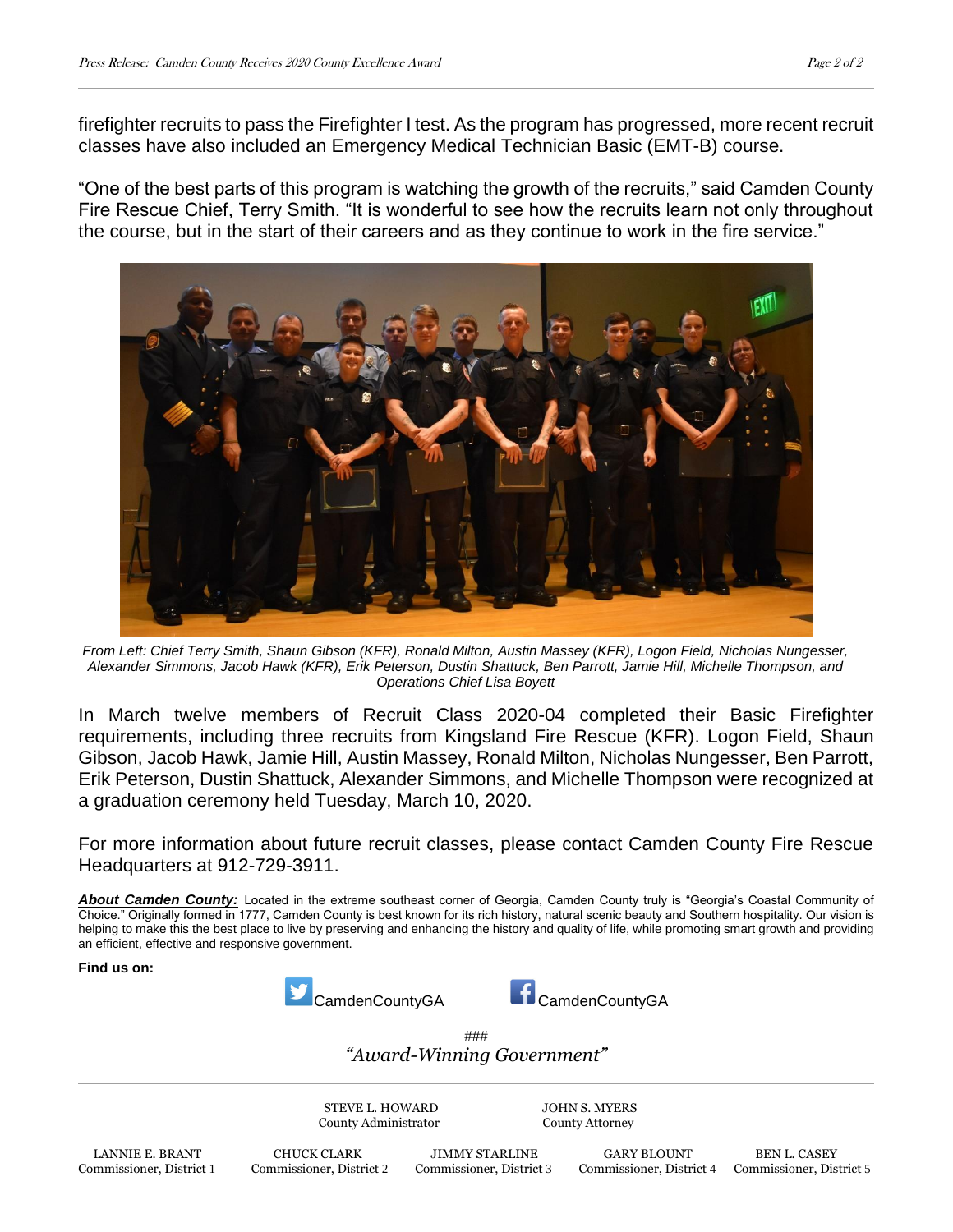firefighter recruits to pass the Firefighter I test. As the program has progressed, more recent recruit classes have also included an Emergency Medical Technician Basic (EMT-B) course.

"One of the best parts of this program is watching the growth of the recruits," said Camden County Fire Rescue Chief, Terry Smith. "It is wonderful to see how the recruits learn not only throughout the course, but in the start of their careers and as they continue to work in the fire service."

*From Left: Chief Terry Smith, Shaun Gibson (KFR), Ronald Milton, Austin Massey (KFR), Logon Field, Nicholas Nungesser, Alexander Simmons, Jacob Hawk (KFR), Erik Peterson, Dustin Shattuck, Ben Parrott, Jamie Hill, Michelle Thompson, and Operations Chief Lisa Boyett*

In March twelve members of Recruit Class 2020-04 completed their Basic Firefighter requirements, including three recruits from Kingsland Fire Rescue (KFR). Logon Field, Shaun Gibson, Jacob Hawk, Jamie Hill, Austin Massey, Ronald Milton, Nicholas Nungesser, Ben Parrott, Erik Peterson, Dustin Shattuck, Alexander Simmons, and Michelle Thompson were recognized at a graduation ceremony held Tuesday, March 10, 2020.

For more information about future recruit classes, please contact Camden County Fire Rescue Headquarters at 912-729-3911.

***About Camden County:*** Located in the extreme southeast corner of Georgia, Camden County truly is "Georgia's Coastal Community of Choice." Originally formed in 1777, Camden County is best known for its rich history, natural scenic beauty and Southern hospitality. Our vision is helping to make this the best place to live by preserving and enhancing the history and quality of life, while promoting smart growth and providing an efficient, effective and responsive government.

**Find us on:**

CamdenCountyGA CamdenCountyGA

###

*"Award-Winning Government"*

STEVE L. HOWARD
County Administrator

JOHN S. MYERS
County Attorney

LANNIE E. BRANT
Commissioner, District 1

CHUCK CLARK
Commissioner, District 2

JIMMY STARLINE
Commissioner, District 3

GARY BLOUNT
Commissioner, District 4

BEN L. CASEY
Commissioner, District 5